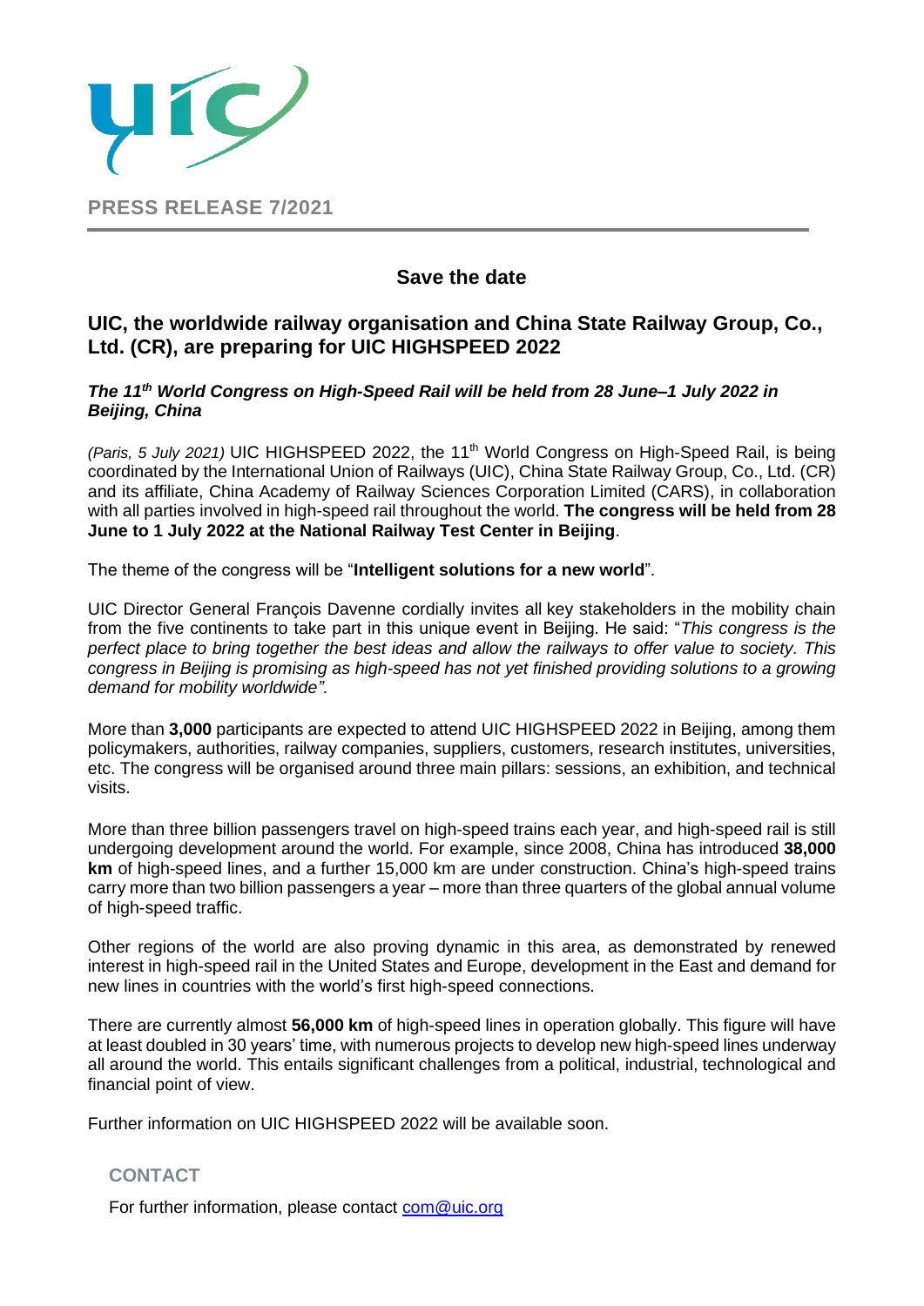**PRESS RELEASE 7/2021**

## Save the date

# UIC, the worldwide railway organisation and China State Railway Group, Co., Ltd. (CR), are preparing for UIC HIGHSPEED 2022

***The 11th World Congress on High-Speed Rail will be held from 28 June–1 July 2022 in Beijing, China***

*(Paris, 5 July 2021)* UIC HIGHSPEED 2022, the 11th World Congress on High-Speed Rail, is being coordinated by the International Union of Railways (UIC), China State Railway Group, Co., Ltd. (CR) and its affiliate, China Academy of Railway Sciences Corporation Limited (CARS), in collaboration with all parties involved in high-speed rail throughout the world. **The congress will be held from 28 June to 1 July 2022 at the National Railway Test Center in Beijing**.

The theme of the congress will be "**Intelligent solutions for a new world**".

UIC Director General François Davenne cordially invites all key stakeholders in the mobility chain from the five continents to take part in this unique event in Beijing. He said: "*This congress is the perfect place to bring together the best ideas and allow the railways to offer value to society. This congress in Beijing is promising as high-speed has not yet finished providing solutions to a growing demand for mobility worldwide".*

More than **3,000** participants are expected to attend UIC HIGHSPEED 2022 in Beijing, among them policymakers, authorities, railway companies, suppliers, customers, research institutes, universities, etc. The congress will be organised around three main pillars: sessions, an exhibition, and technical visits.

More than three billion passengers travel on high-speed trains each year, and high-speed rail is still undergoing development around the world. For example, since 2008, China has introduced **38,000 km** of high-speed lines, and a further 15,000 km are under construction. China's high-speed trains carry more than two billion passengers a year – more than three quarters of the global annual volume of high-speed traffic.

Other regions of the world are also proving dynamic in this area, as demonstrated by renewed interest in high-speed rail in the United States and Europe, development in the East and demand for new lines in countries with the world's first high-speed connections.

There are currently almost **56,000 km** of high-speed lines in operation globally. This figure will have at least doubled in 30 years' time, with numerous projects to develop new high-speed lines underway all around the world. This entails significant challenges from a political, industrial, technological and financial point of view.

Further information on UIC HIGHSPEED 2022 will be available soon.

**CONTACT**

For further information, please contact com@uic.org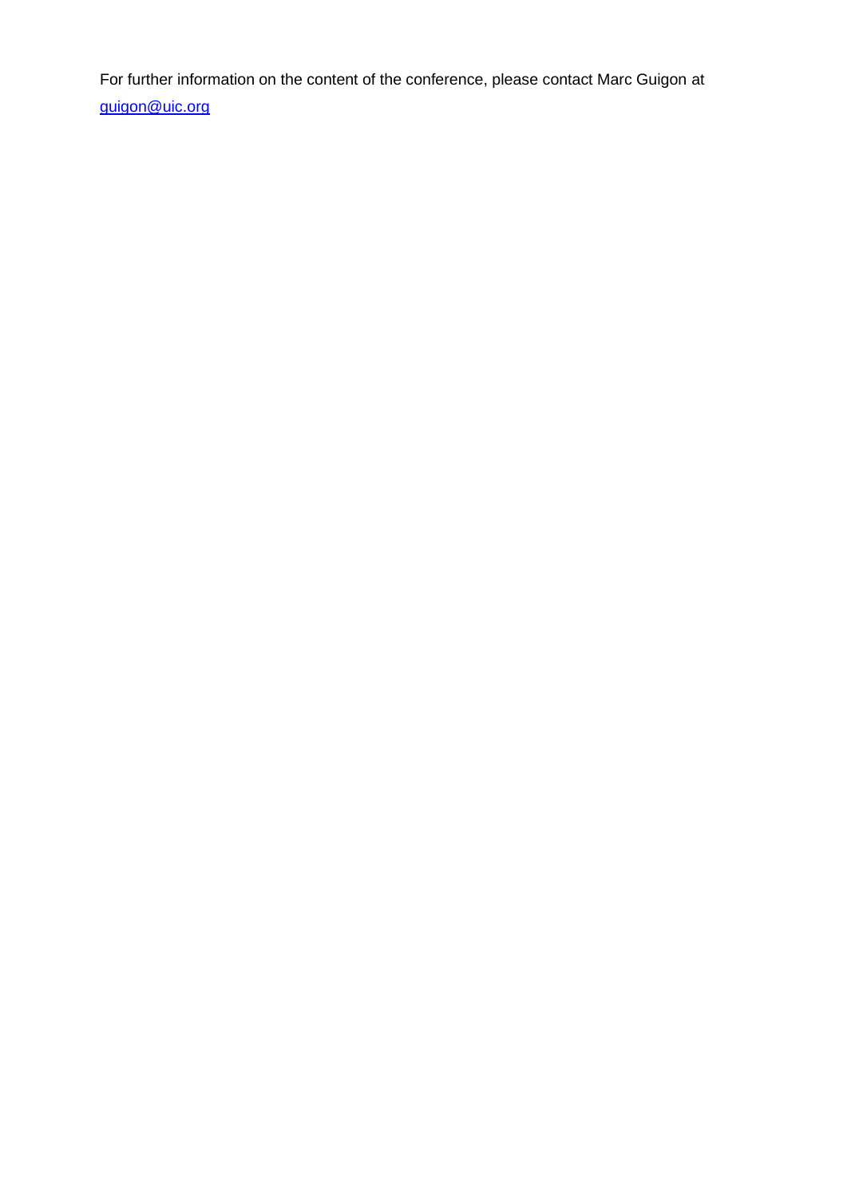For further information on the content of the conference, please contact Marc Guigon at guigon@uic.org